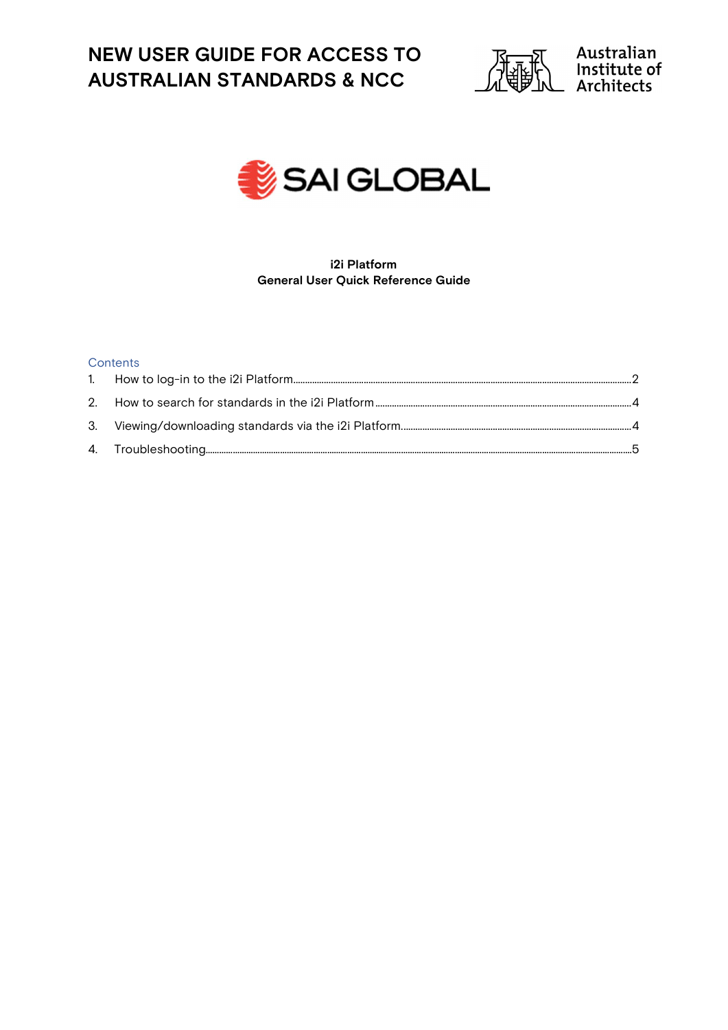# NEW USER GUIDE FOR ACCESS TO AUSTRALIAN STANDARDS & NCC

Australian Institute of Architects

SAI GLOBAL

**i2i Platform**
**General User Quick Reference Guide**

Contents

1. How to log-in to the i2i Platform....................2
2. How to search for standards in the i2i Platform....................4
3. Viewing/downloading standards via the i2i Platform....................4
4. Troubleshooting....................5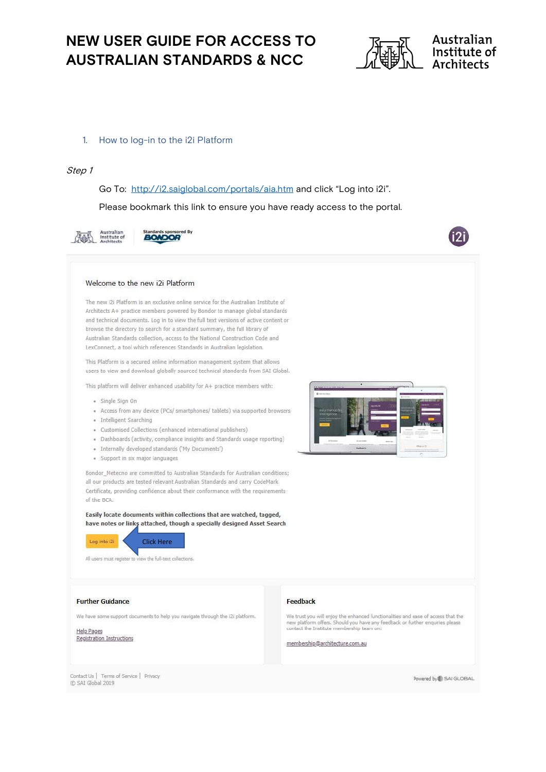# NEW USER GUIDE FOR ACCESS TO AUSTRALIAN STANDARDS & NCC

Australian Institute of Architects

1. How to log-in to the i2i Platform

*Step 1*

Go To: [http://i2.saiglobal.com/portals/aia.htm](http://i2.saiglobal.com/portals/aia.htm) and click "Log into i2i".

Please bookmark this link to ensure you have ready access to the portal.

Australian Institute of Architects | Standards sponsored By BONDOR | i2i

Welcome to the new i2i Platform

The new i2i Platform is an exclusive online service for the Australian Institute of Architects A+ practice members powered by Bondor to manage global standards and technical documents. Log in to view the full text versions of active content or browse the directory to search for a standard summary, the full library of Australian Standards collection, access to the National Construction Code and LexConnect, a tool which references Standards in Australian legislation.

This Platform is a secured online information management system that allows users to view and download globally sourced technical standards from SAI Global.

This platform will deliver enhanced usability for A+ practice members with:

- Single Sign On
- Access from any device (PCs/ smartphones/ tablets) via supported browsers
- Intelligent Searching
- Customised Collections (enhanced international publishers)
- Dashboards (activity, compliance insights and Standards usage reporting)
- Internally developed standards ('My Documents')
- Support in six major languages

Bondor_Metecno are committed to Australian Standards for Australian conditions; all our products are tested relevant Australian Standards and carry CodeMark Certificate, providing confidence about their conformance with the requirements of the BCA.

**Easily locate documents within collections that are watched, tagged, have notes or links attached, though a specially designed Asset Search**

Log into i2i ← Click Here

All users must register to view the full-text collections.

**Further Guidance**

We have some support documents to help you navigate through the i2i platform.

Help Pages
Registration Instructions

**Feedback**

We trust you will enjoy the enhanced functionalities and ease of access that the new platform offers. Should you have any feedback or further enquiries please contact the Institute membership team on:

membership@architecture.com.au

Contact Us | Terms of Service | Privacy
© SAI Global 2019

Powered by SAI GLOBAL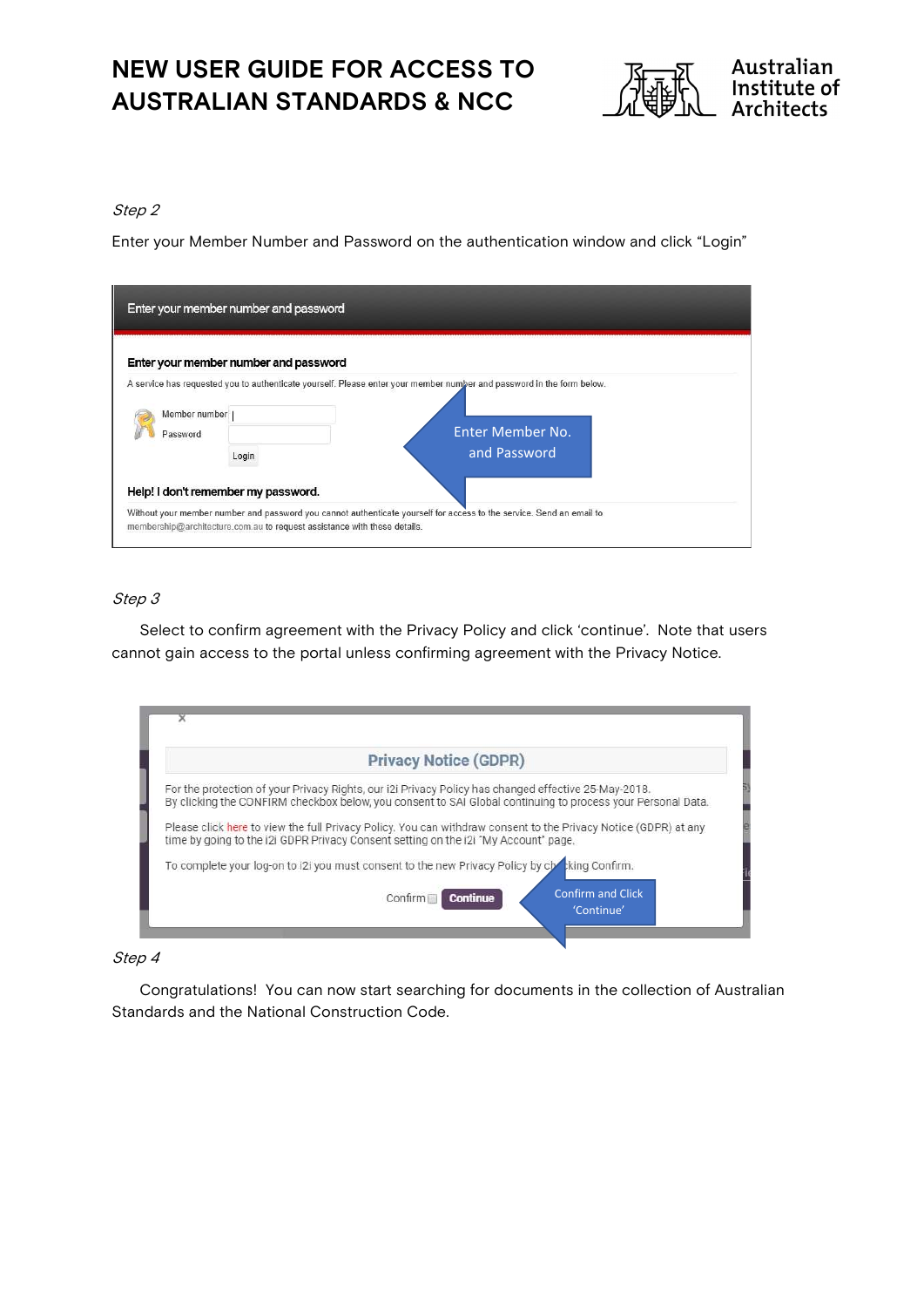# NEW USER GUIDE FOR ACCESS TO AUSTRALIAN STANDARDS & NCC

*Step 2*

Enter your Member Number and Password on the authentication window and click "Login"

Enter your member number and password

**Enter your member number and password**

A service has requested you to authenticate yourself. Please enter your member number and password in the form below.

Member number

Password

Login

Enter Member No. and Password

**Help! I don't remember my password.**

Without your member number and password you cannot authenticate yourself for access to the service. Send an email to membership@architecture.com.au to request assistance with these details.

*Step 3*

Select to confirm agreement with the Privacy Policy and click 'continue'. Note that users cannot gain access to the portal unless confirming agreement with the Privacy Notice.

**Privacy Notice (GDPR)**

For the protection of your Privacy Rights, our i2i Privacy Policy has changed effective 25-May-2018.
By clicking the CONFIRM checkbox below, you consent to SAI Global continuing to process your Personal Data.

Please click here to view the full Privacy Policy. You can withdraw consent to the Privacy Notice (GDPR) at any time by going to the i2i GDPR Privacy Consent setting on the i2i "My Account" page.

To complete your log-on to i2i you must consent to the new Privacy Policy by checking Confirm.

Confirm Continue

Confirm and Click 'Continue'

*Step 4*

Congratulations! You can now start searching for documents in the collection of Australian Standards and the National Construction Code.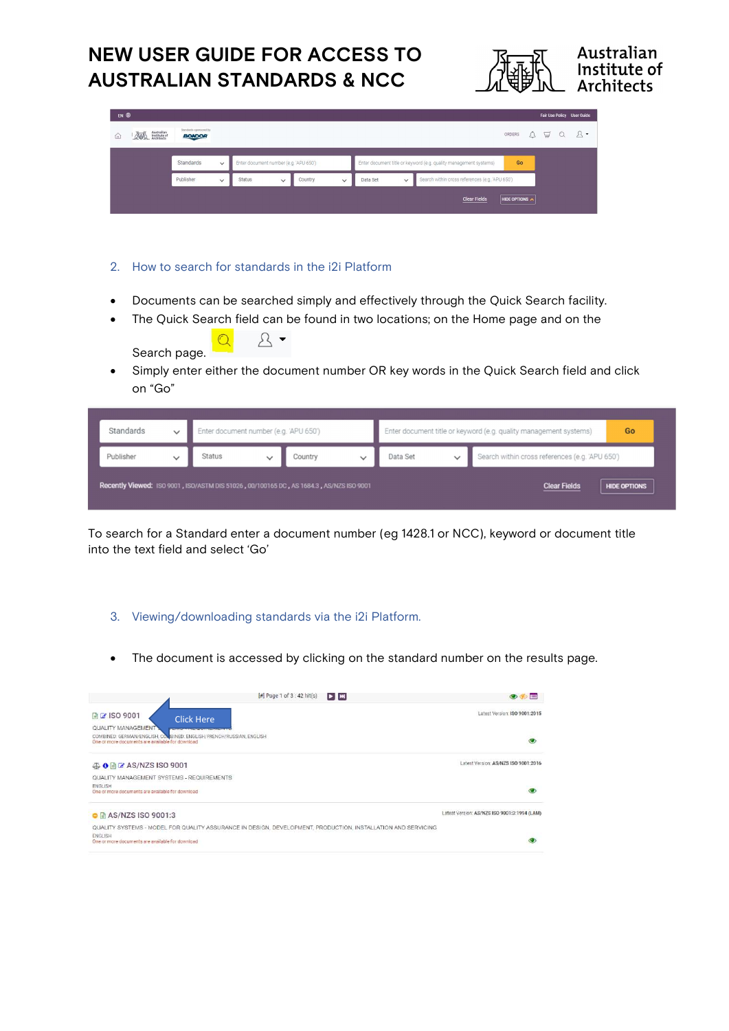# NEW USER GUIDE FOR ACCESS TO AUSTRALIAN STANDARDS & NCC

2. How to search for standards in the i2i Platform

- Documents can be searched simply and effectively through the Quick Search facility.
- The Quick Search field can be found in two locations; on the Home page and on the Search page.
- Simply enter either the document number OR key words in the Quick Search field and click on "Go"

To search for a Standard enter a document number (eg 1428.1 or NCC), keyword or document title into the text field and select 'Go'

3. Viewing/downloading standards via the i2i Platform.

- The document is accessed by clicking on the standard number on the results page.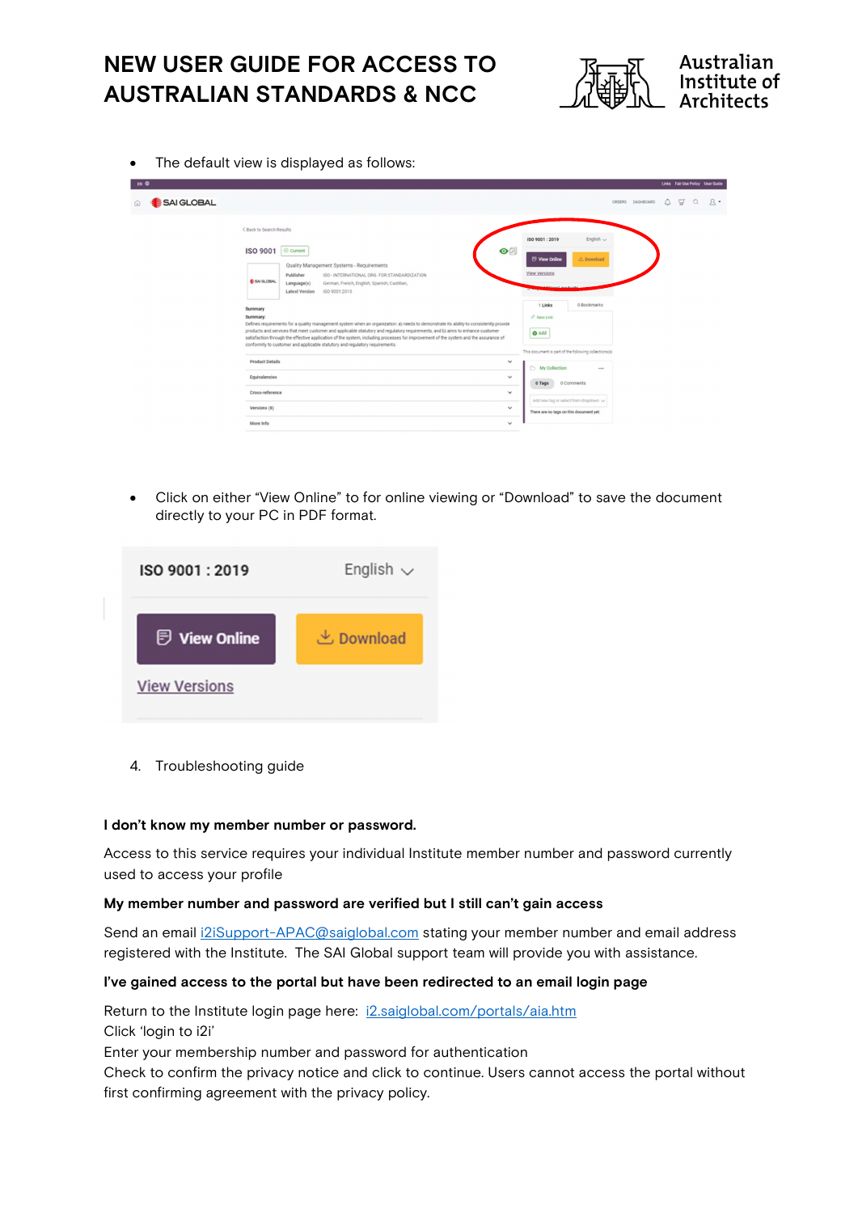- The default view is displayed as follows:

- Click on either “View Online” to for online viewing or “Download” to save the document directly to your PC in PDF format.

4. Troubleshooting guide

**I don’t know my member number or password.**

Access to this service requires your individual Institute member number and password currently used to access your profile

**My member number and password are verified but I still can’t gain access**

Send an email i2iSupport-APAC@saiglobal.com stating your member number and email address registered with the Institute. The SAI Global support team will provide you with assistance.

**I’ve gained access to the portal but have been redirected to an email login page**

Return to the Institute login page here: i2.saiglobal.com/portals/aia.htm
Click ‘login to i2i’
Enter your membership number and password for authentication
Check to confirm the privacy notice and click to continue. Users cannot access the portal without first confirming agreement with the privacy policy.